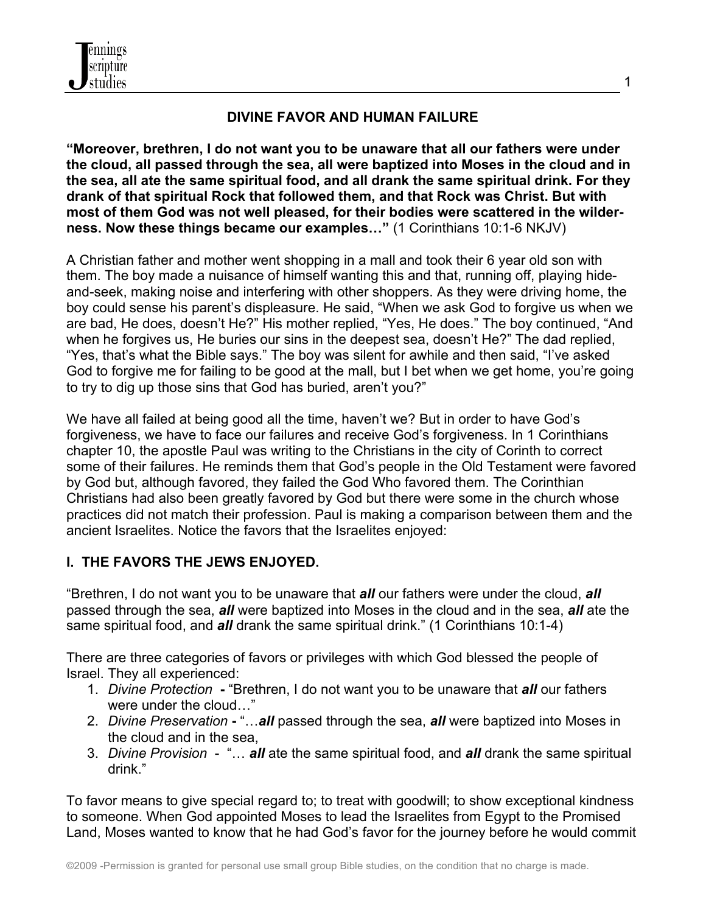# DIVINE FAVOR AND HUMAN FAILURE

**"Moreover, brethren, I do not want you to be unaware that all our fathers were under the cloud, all passed through the sea, all were baptized into Moses in the cloud and in the sea, all ate the same spiritual food, and all drank the same spiritual drink. For they drank of that spiritual Rock that followed them, and that Rock was Christ. But with most of them God was not well pleased, for their bodies were scattered in the wilderness. Now these things became our examples…"** (1 Corinthians 10:1-6 NKJV)

A Christian father and mother went shopping in a mall and took their 6 year old son with them. The boy made a nuisance of himself wanting this and that, running off, playing hide-and-seek, making noise and interfering with other shoppers. As they were driving home, the boy could sense his parent's displeasure. He said, "When we ask God to forgive us when we are bad, He does, doesn't He?" His mother replied, "Yes, He does." The boy continued, "And when he forgives us, He buries our sins in the deepest sea, doesn't He?" The dad replied, "Yes, that's what the Bible says." The boy was silent for awhile and then said, "I've asked God to forgive me for failing to be good at the mall, but I bet when we get home, you're going to try to dig up those sins that God has buried, aren't you?"

We have all failed at being good all the time, haven't we? But in order to have God's forgiveness, we have to face our failures and receive God's forgiveness. In 1 Corinthians chapter 10, the apostle Paul was writing to the Christians in the city of Corinth to correct some of their failures. He reminds them that God's people in the Old Testament were favored by God but, although favored, they failed the God Who favored them. The Corinthian Christians had also been greatly favored by God but there were some in the church whose practices did not match their profession. Paul is making a comparison between them and the ancient Israelites. Notice the favors that the Israelites enjoyed:

## I. THE FAVORS THE JEWS ENJOYED.

"Brethren, I do not want you to be unaware that ***all*** our fathers were under the cloud, ***all*** passed through the sea, ***all*** were baptized into Moses in the cloud and in the sea, ***all*** ate the same spiritual food, and ***all*** drank the same spiritual drink." (1 Corinthians 10:1-4)

There are three categories of favors or privileges with which God blessed the people of Israel. They all experienced:

1. *Divine Protection* **-** "Brethren, I do not want you to be unaware that ***all*** our fathers were under the cloud…"
2. *Divine Preservation* **-** "…***all*** passed through the sea, ***all*** were baptized into Moses in the cloud and in the sea,
3. *Divine Provision* - "… ***all*** ate the same spiritual food, and ***all*** drank the same spiritual drink."

To favor means to give special regard to; to treat with goodwill; to show exceptional kindness to someone. When God appointed Moses to lead the Israelites from Egypt to the Promised Land, Moses wanted to know that he had God's favor for the journey before he would commit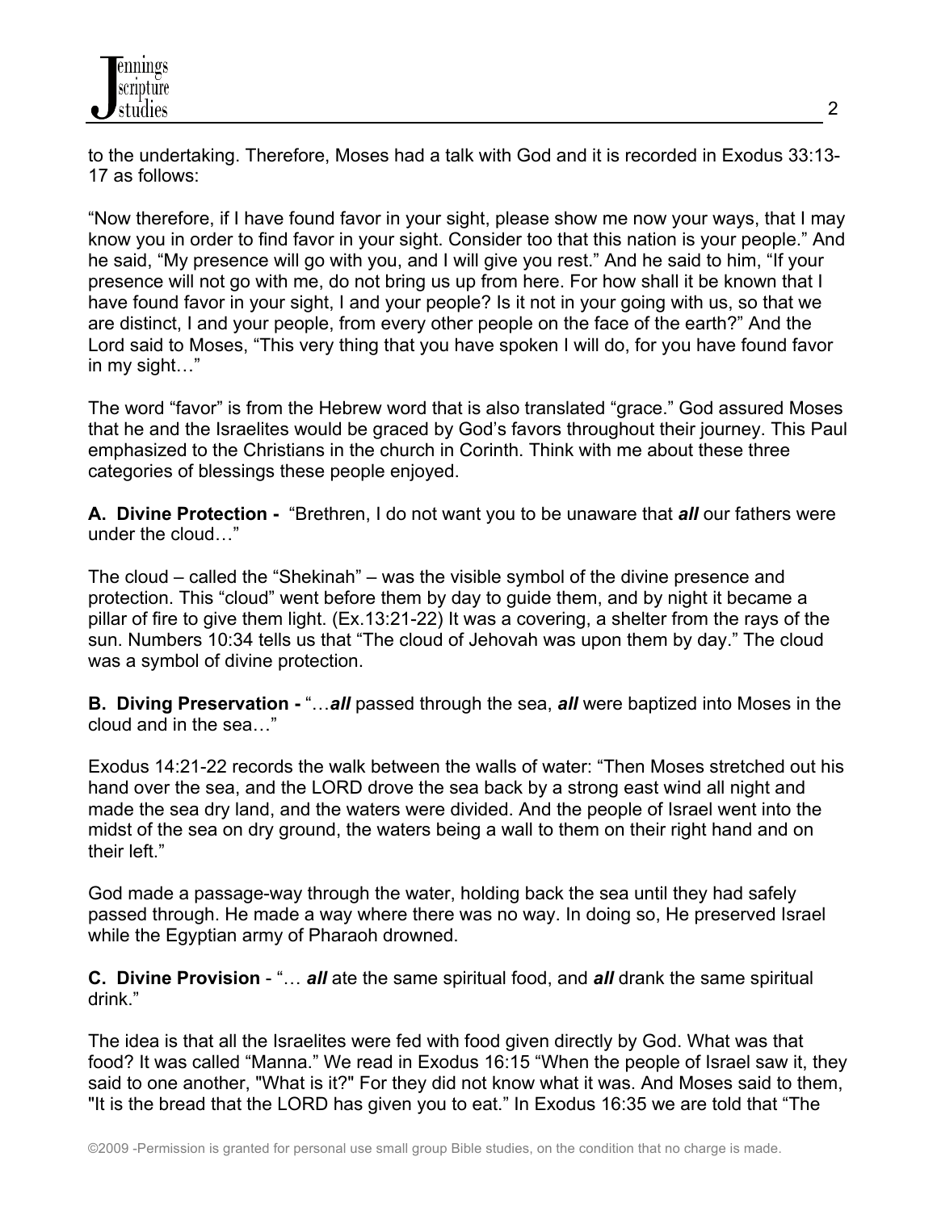to the undertaking. Therefore, Moses had a talk with God and it is recorded in Exodus 33:13-17 as follows:

"Now therefore, if I have found favor in your sight, please show me now your ways, that I may know you in order to find favor in your sight. Consider too that this nation is your people." And he said, "My presence will go with you, and I will give you rest." And he said to him, "If your presence will not go with me, do not bring us up from here. For how shall it be known that I have found favor in your sight, I and your people? Is it not in your going with us, so that we are distinct, I and your people, from every other people on the face of the earth?" And the Lord said to Moses, "This very thing that you have spoken I will do, for you have found favor in my sight…"

The word "favor" is from the Hebrew word that is also translated "grace." God assured Moses that he and the Israelites would be graced by God's favors throughout their journey. This Paul emphasized to the Christians in the church in Corinth. Think with me about these three categories of blessings these people enjoyed.

**A. Divine Protection -** "Brethren, I do not want you to be unaware that ***all*** our fathers were under the cloud…"

The cloud – called the "Shekinah" – was the visible symbol of the divine presence and protection. This "cloud" went before them by day to guide them, and by night it became a pillar of fire to give them light. (Ex.13:21-22) It was a covering, a shelter from the rays of the sun. Numbers 10:34 tells us that "The cloud of Jehovah was upon them by day." The cloud was a symbol of divine protection.

**B. Diving Preservation -** "…***all*** passed through the sea, ***all*** were baptized into Moses in the cloud and in the sea…"

Exodus 14:21-22 records the walk between the walls of water: "Then Moses stretched out his hand over the sea, and the LORD drove the sea back by a strong east wind all night and made the sea dry land, and the waters were divided. And the people of Israel went into the midst of the sea on dry ground, the waters being a wall to them on their right hand and on their left."

God made a passage-way through the water, holding back the sea until they had safely passed through. He made a way where there was no way. In doing so, He preserved Israel while the Egyptian army of Pharaoh drowned.

**C. Divine Provision** - "… ***all*** ate the same spiritual food, and ***all*** drank the same spiritual drink."

The idea is that all the Israelites were fed with food given directly by God. What was that food? It was called "Manna." We read in Exodus 16:15 "When the people of Israel saw it, they said to one another, "What is it?" For they did not know what it was. And Moses said to them, "It is the bread that the LORD has given you to eat." In Exodus 16:35 we are told that "The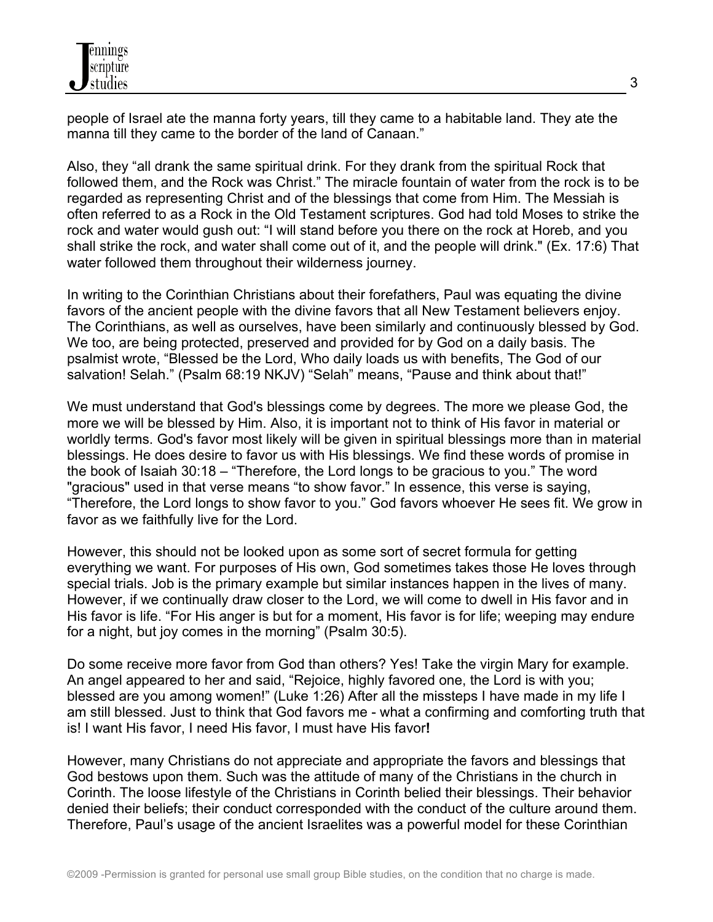people of Israel ate the manna forty years, till they came to a habitable land. They ate the manna till they came to the border of the land of Canaan."

Also, they "all drank the same spiritual drink. For they drank from the spiritual Rock that followed them, and the Rock was Christ." The miracle fountain of water from the rock is to be regarded as representing Christ and of the blessings that come from Him. The Messiah is often referred to as a Rock in the Old Testament scriptures. God had told Moses to strike the rock and water would gush out: "I will stand before you there on the rock at Horeb, and you shall strike the rock, and water shall come out of it, and the people will drink." (Ex. 17:6) That water followed them throughout their wilderness journey.

In writing to the Corinthian Christians about their forefathers, Paul was equating the divine favors of the ancient people with the divine favors that all New Testament believers enjoy. The Corinthians, as well as ourselves, have been similarly and continuously blessed by God. We too, are being protected, preserved and provided for by God on a daily basis. The psalmist wrote, "Blessed be the Lord, Who daily loads us with benefits, The God of our salvation! Selah." (Psalm 68:19 NKJV) "Selah" means, "Pause and think about that!"

We must understand that God's blessings come by degrees. The more we please God, the more we will be blessed by Him. Also, it is important not to think of His favor in material or worldly terms. God's favor most likely will be given in spiritual blessings more than in material blessings. He does desire to favor us with His blessings. We find these words of promise in the book of Isaiah 30:18 – "Therefore, the Lord longs to be gracious to you." The word "gracious" used in that verse means "to show favor." In essence, this verse is saying, "Therefore, the Lord longs to show favor to you." God favors whoever He sees fit. We grow in favor as we faithfully live for the Lord.

However, this should not be looked upon as some sort of secret formula for getting everything we want. For purposes of His own, God sometimes takes those He loves through special trials. Job is the primary example but similar instances happen in the lives of many. However, if we continually draw closer to the Lord, we will come to dwell in His favor and in His favor is life. "For His anger is but for a moment, His favor is for life; weeping may endure for a night, but joy comes in the morning" (Psalm 30:5).

Do some receive more favor from God than others? Yes! Take the virgin Mary for example. An angel appeared to her and said, "Rejoice, highly favored one, the Lord is with you; blessed are you among women!" (Luke 1:26) After all the missteps I have made in my life I am still blessed. Just to think that God favors me - what a confirming and comforting truth that is! I want His favor, I need His favor, I must have His favor**!**

However, many Christians do not appreciate and appropriate the favors and blessings that God bestows upon them. Such was the attitude of many of the Christians in the church in Corinth. The loose lifestyle of the Christians in Corinth belied their blessings. Their behavior denied their beliefs; their conduct corresponded with the conduct of the culture around them. Therefore, Paul's usage of the ancient Israelites was a powerful model for these Corinthian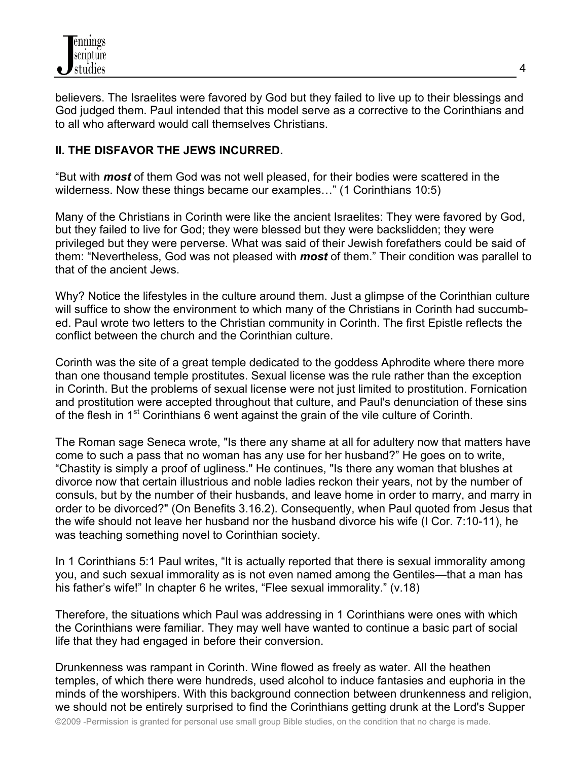believers. The Israelites were favored by God but they failed to live up to their blessings and God judged them. Paul intended that this model serve as a corrective to the Corinthians and to all who afterward would call themselves Christians.

## II. THE DISFAVOR THE JEWS INCURRED.

“But with ***most*** of them God was not well pleased, for their bodies were scattered in the wilderness. Now these things became our examples…” (1 Corinthians 10:5)

Many of the Christians in Corinth were like the ancient Israelites: They were favored by God, but they failed to live for God; they were blessed but they were backslidden; they were privileged but they were perverse. What was said of their Jewish forefathers could be said of them: “Nevertheless, God was not pleased with ***most*** of them.” Their condition was parallel to that of the ancient Jews.

Why? Notice the lifestyles in the culture around them. Just a glimpse of the Corinthian culture will suffice to show the environment to which many of the Christians in Corinth had succumbed. Paul wrote two letters to the Christian community in Corinth. The first Epistle reflects the conflict between the church and the Corinthian culture.

Corinth was the site of a great temple dedicated to the goddess Aphrodite where there more than one thousand temple prostitutes. Sexual license was the rule rather than the exception in Corinth. But the problems of sexual license were not just limited to prostitution. Fornication and prostitution were accepted throughout that culture, and Paul's denunciation of these sins of the flesh in 1st Corinthians 6 went against the grain of the vile culture of Corinth.

The Roman sage Seneca wrote, "Is there any shame at all for adultery now that matters have come to such a pass that no woman has any use for her husband?” He goes on to write, “Chastity is simply a proof of ugliness." He continues, "Is there any woman that blushes at divorce now that certain illustrious and noble ladies reckon their years, not by the number of consuls, but by the number of their husbands, and leave home in order to marry, and marry in order to be divorced?" (On Benefits 3.16.2). Consequently, when Paul quoted from Jesus that the wife should not leave her husband nor the husband divorce his wife (I Cor. 7:10-11), he was teaching something novel to Corinthian society.

In 1 Corinthians 5:1 Paul writes, “It is actually reported that there is sexual immorality among you, and such sexual immorality as is not even named among the Gentiles—that a man has his father’s wife!” In chapter 6 he writes, “Flee sexual immorality.” (v.18)

Therefore, the situations which Paul was addressing in 1 Corinthians were ones with which the Corinthians were familiar. They may well have wanted to continue a basic part of social life that they had engaged in before their conversion.

Drunkenness was rampant in Corinth. Wine flowed as freely as water. All the heathen temples, of which there were hundreds, used alcohol to induce fantasies and euphoria in the minds of the worshipers. With this background connection between drunkenness and religion, we should not be entirely surprised to find the Corinthians getting drunk at the Lord's Supper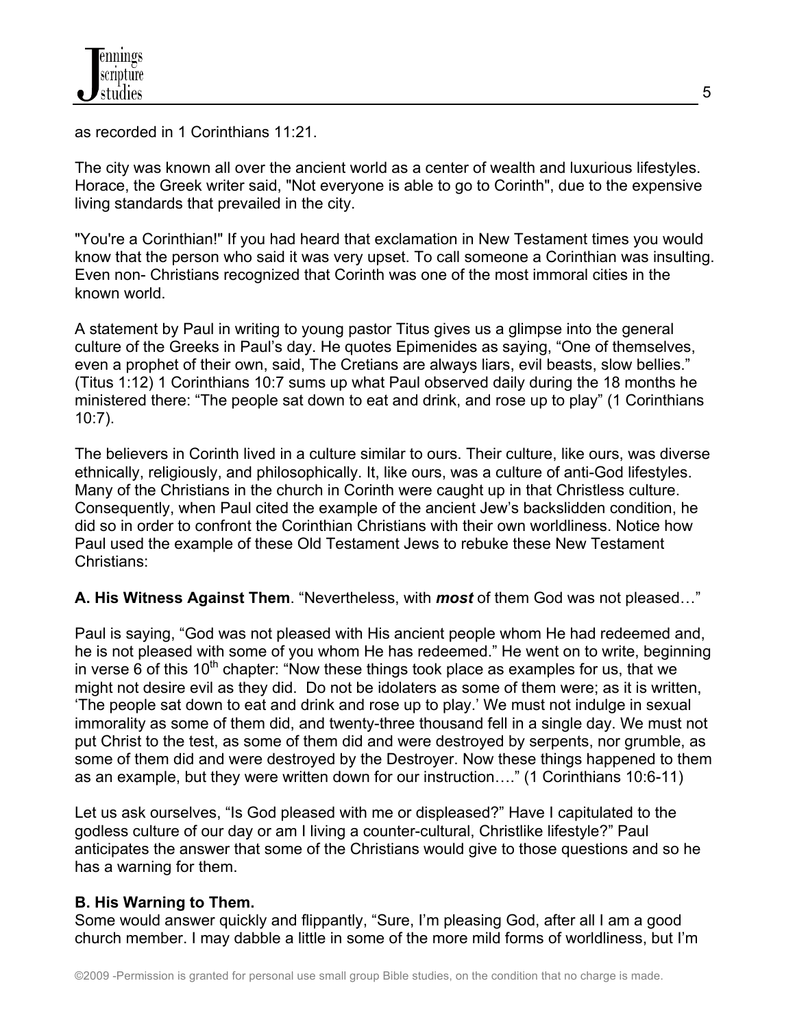as recorded in 1 Corinthians 11:21.

The city was known all over the ancient world as a center of wealth and luxurious lifestyles. Horace, the Greek writer said, "Not everyone is able to go to Corinth", due to the expensive living standards that prevailed in the city.

"You're a Corinthian!" If you had heard that exclamation in New Testament times you would know that the person who said it was very upset. To call someone a Corinthian was insulting. Even non- Christians recognized that Corinth was one of the most immoral cities in the known world.

A statement by Paul in writing to young pastor Titus gives us a glimpse into the general culture of the Greeks in Paul's day. He quotes Epimenides as saying, "One of themselves, even a prophet of their own, said, The Cretians are always liars, evil beasts, slow bellies." (Titus 1:12) 1 Corinthians 10:7 sums up what Paul observed daily during the 18 months he ministered there: "The people sat down to eat and drink, and rose up to play" (1 Corinthians 10:7).

The believers in Corinth lived in a culture similar to ours. Their culture, like ours, was diverse ethnically, religiously, and philosophically. It, like ours, was a culture of anti-God lifestyles. Many of the Christians in the church in Corinth were caught up in that Christless culture. Consequently, when Paul cited the example of the ancient Jew's backslidden condition, he did so in order to confront the Corinthian Christians with their own worldliness. Notice how Paul used the example of these Old Testament Jews to rebuke these New Testament Christians:

**A. His Witness Against Them**. "Nevertheless, with ***most*** of them God was not pleased…"

Paul is saying, "God was not pleased with His ancient people whom He had redeemed and, he is not pleased with some of you whom He has redeemed." He went on to write, beginning in verse 6 of this 10th chapter: "Now these things took place as examples for us, that we might not desire evil as they did. Do not be idolaters as some of them were; as it is written, 'The people sat down to eat and drink and rose up to play.' We must not indulge in sexual immorality as some of them did, and twenty-three thousand fell in a single day. We must not put Christ to the test, as some of them did and were destroyed by serpents, nor grumble, as some of them did and were destroyed by the Destroyer. Now these things happened to them as an example, but they were written down for our instruction…." (1 Corinthians 10:6-11)

Let us ask ourselves, "Is God pleased with me or displeased?" Have I capitulated to the godless culture of our day or am I living a counter-cultural, Christlike lifestyle?" Paul anticipates the answer that some of the Christians would give to those questions and so he has a warning for them.

**B. His Warning to Them.**

Some would answer quickly and flippantly, "Sure, I'm pleasing God, after all I am a good church member. I may dabble a little in some of the more mild forms of worldliness, but I'm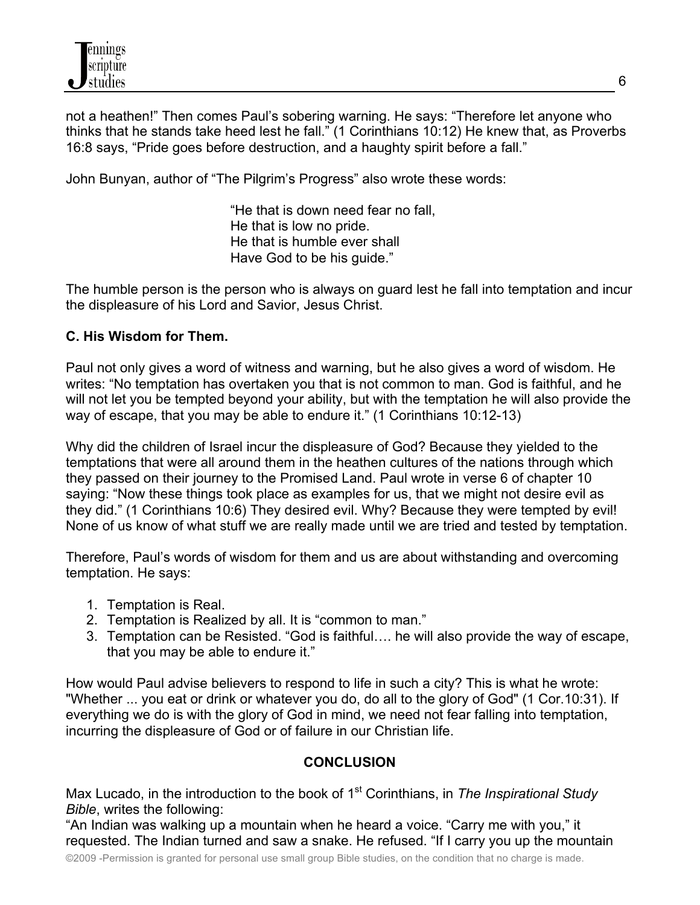not a heathen!" Then comes Paul's sobering warning. He says: "Therefore let anyone who thinks that he stands take heed lest he fall." (1 Corinthians 10:12) He knew that, as Proverbs 16:8 says, "Pride goes before destruction, and a haughty spirit before a fall."

John Bunyan, author of "The Pilgrim's Progress" also wrote these words:

> "He that is down need fear no fall,
> He that is low no pride.
> He that is humble ever shall
> Have God to be his guide."

The humble person is the person who is always on guard lest he fall into temptation and incur the displeasure of his Lord and Savior, Jesus Christ.

**C. His Wisdom for Them.**

Paul not only gives a word of witness and warning, but he also gives a word of wisdom. He writes: "No temptation has overtaken you that is not common to man. God is faithful, and he will not let you be tempted beyond your ability, but with the temptation he will also provide the way of escape, that you may be able to endure it." (1 Corinthians 10:12-13)

Why did the children of Israel incur the displeasure of God? Because they yielded to the temptations that were all around them in the heathen cultures of the nations through which they passed on their journey to the Promised Land. Paul wrote in verse 6 of chapter 10 saying: "Now these things took place as examples for us, that we might not desire evil as they did." (1 Corinthians 10:6) They desired evil. Why? Because they were tempted by evil! None of us know of what stuff we are really made until we are tried and tested by temptation.

Therefore, Paul's words of wisdom for them and us are about withstanding and overcoming temptation. He says:

1. Temptation is Real.
2. Temptation is Realized by all. It is "common to man."
3. Temptation can be Resisted. "God is faithful…. he will also provide the way of escape, that you may be able to endure it."

How would Paul advise believers to respond to life in such a city? This is what he wrote: "Whether ... you eat or drink or whatever you do, do all to the glory of God" (1 Cor.10:31). If everything we do is with the glory of God in mind, we need not fear falling into temptation, incurring the displeasure of God or of failure in our Christian life.

## CONCLUSION

Max Lucado, in the introduction to the book of 1st Corinthians, in *The Inspirational Study Bible*, writes the following:

"An Indian was walking up a mountain when he heard a voice. "Carry me with you," it requested. The Indian turned and saw a snake. He refused. "If I carry you up the mountain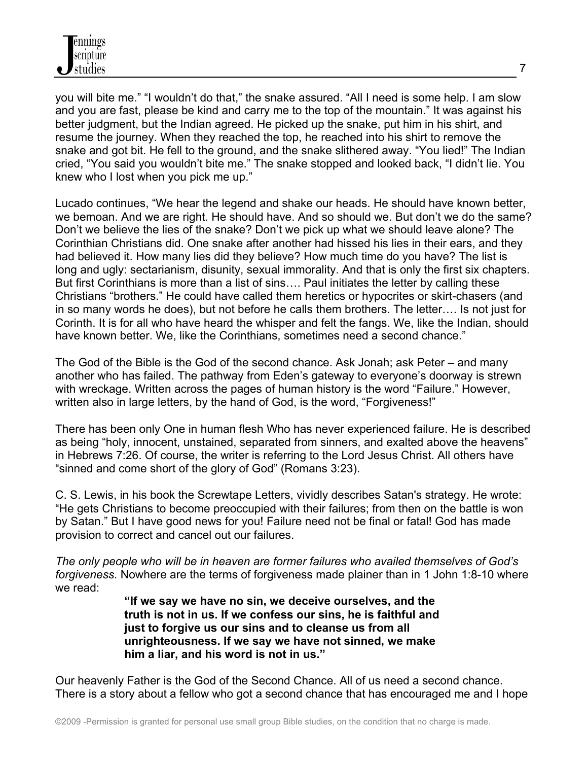you will bite me." "I wouldn't do that," the snake assured. "All I need is some help. I am slow and you are fast, please be kind and carry me to the top of the mountain." It was against his better judgment, but the Indian agreed. He picked up the snake, put him in his shirt, and resume the journey. When they reached the top, he reached into his shirt to remove the snake and got bit. He fell to the ground, and the snake slithered away. "You lied!" The Indian cried, "You said you wouldn't bite me." The snake stopped and looked back, "I didn't lie. You knew who I lost when you pick me up."

Lucado continues, "We hear the legend and shake our heads. He should have known better, we bemoan. And we are right. He should have. And so should we. But don't we do the same? Don't we believe the lies of the snake? Don't we pick up what we should leave alone? The Corinthian Christians did. One snake after another had hissed his lies in their ears, and they had believed it. How many lies did they believe? How much time do you have? The list is long and ugly: sectarianism, disunity, sexual immorality. And that is only the first six chapters. But first Corinthians is more than a list of sins…. Paul initiates the letter by calling these Christians "brothers." He could have called them heretics or hypocrites or skirt-chasers (and in so many words he does), but not before he calls them brothers. The letter…. Is not just for Corinth. It is for all who have heard the whisper and felt the fangs. We, like the Indian, should have known better. We, like the Corinthians, sometimes need a second chance."

The God of the Bible is the God of the second chance. Ask Jonah; ask Peter – and many another who has failed. The pathway from Eden's gateway to everyone's doorway is strewn with wreckage. Written across the pages of human history is the word "Failure." However, written also in large letters, by the hand of God, is the word, "Forgiveness!"

There has been only One in human flesh Who has never experienced failure. He is described as being "holy, innocent, unstained, separated from sinners, and exalted above the heavens" in Hebrews 7:26. Of course, the writer is referring to the Lord Jesus Christ. All others have "sinned and come short of the glory of God" (Romans 3:23).

C. S. Lewis, in his book the Screwtape Letters, vividly describes Satan's strategy. He wrote: "He gets Christians to become preoccupied with their failures; from then on the battle is won by Satan." But I have good news for you! Failure need not be final or fatal! God has made provision to correct and cancel out our failures.

*The only people who will be in heaven are former failures who availed themselves of God's forgiveness.* Nowhere are the terms of forgiveness made plainer than in 1 John 1:8-10 where we read:

> **"If we say we have no sin, we deceive ourselves, and the truth is not in us. If we confess our sins, he is faithful and just to forgive us our sins and to cleanse us from all unrighteousness. If we say we have not sinned, we make him a liar, and his word is not in us."**

Our heavenly Father is the God of the Second Chance. All of us need a second chance. There is a story about a fellow who got a second chance that has encouraged me and I hope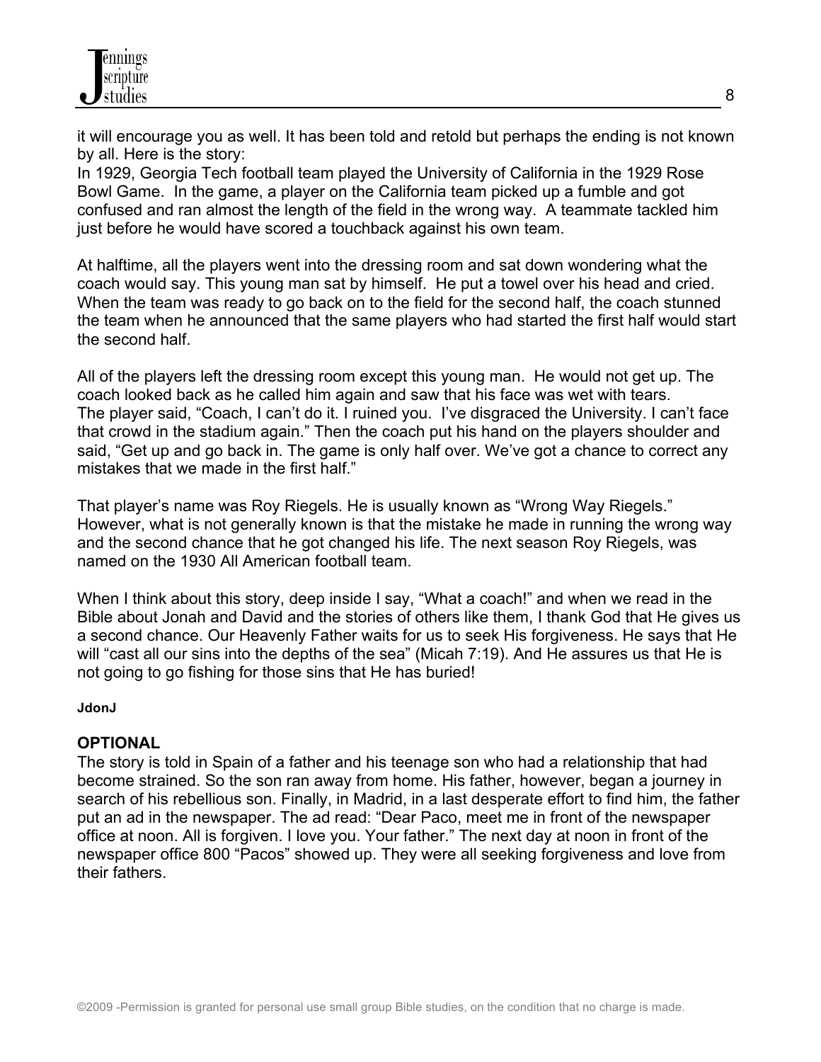it will encourage you as well. It has been told and retold but perhaps the ending is not known by all. Here is the story:

In 1929, Georgia Tech football team played the University of California in the 1929 Rose Bowl Game. In the game, a player on the California team picked up a fumble and got confused and ran almost the length of the field in the wrong way. A teammate tackled him just before he would have scored a touchback against his own team.

At halftime, all the players went into the dressing room and sat down wondering what the coach would say. This young man sat by himself. He put a towel over his head and cried. When the team was ready to go back on to the field for the second half, the coach stunned the team when he announced that the same players who had started the first half would start the second half.

All of the players left the dressing room except this young man. He would not get up. The coach looked back as he called him again and saw that his face was wet with tears. The player said, "Coach, I can't do it. I ruined you. I've disgraced the University. I can't face that crowd in the stadium again." Then the coach put his hand on the players shoulder and said, "Get up and go back in. The game is only half over. We've got a chance to correct any mistakes that we made in the first half."

That player's name was Roy Riegels. He is usually known as "Wrong Way Riegels." However, what is not generally known is that the mistake he made in running the wrong way and the second chance that he got changed his life. The next season Roy Riegels, was named on the 1930 All American football team.

When I think about this story, deep inside I say, "What a coach!" and when we read in the Bible about Jonah and David and the stories of others like them, I thank God that He gives us a second chance. Our Heavenly Father waits for us to seek His forgiveness. He says that He will "cast all our sins into the depths of the sea" (Micah 7:19). And He assures us that He is not going to go fishing for those sins that He has buried!

**JdonJ**

## OPTIONAL

The story is told in Spain of a father and his teenage son who had a relationship that had become strained. So the son ran away from home. His father, however, began a journey in search of his rebellious son. Finally, in Madrid, in a last desperate effort to find him, the father put an ad in the newspaper. The ad read: "Dear Paco, meet me in front of the newspaper office at noon. All is forgiven. I love you. Your father." The next day at noon in front of the newspaper office 800 "Pacos" showed up. They were all seeking forgiveness and love from their fathers.

©2009 -Permission is granted for personal use small group Bible studies, on the condition that no charge is made.